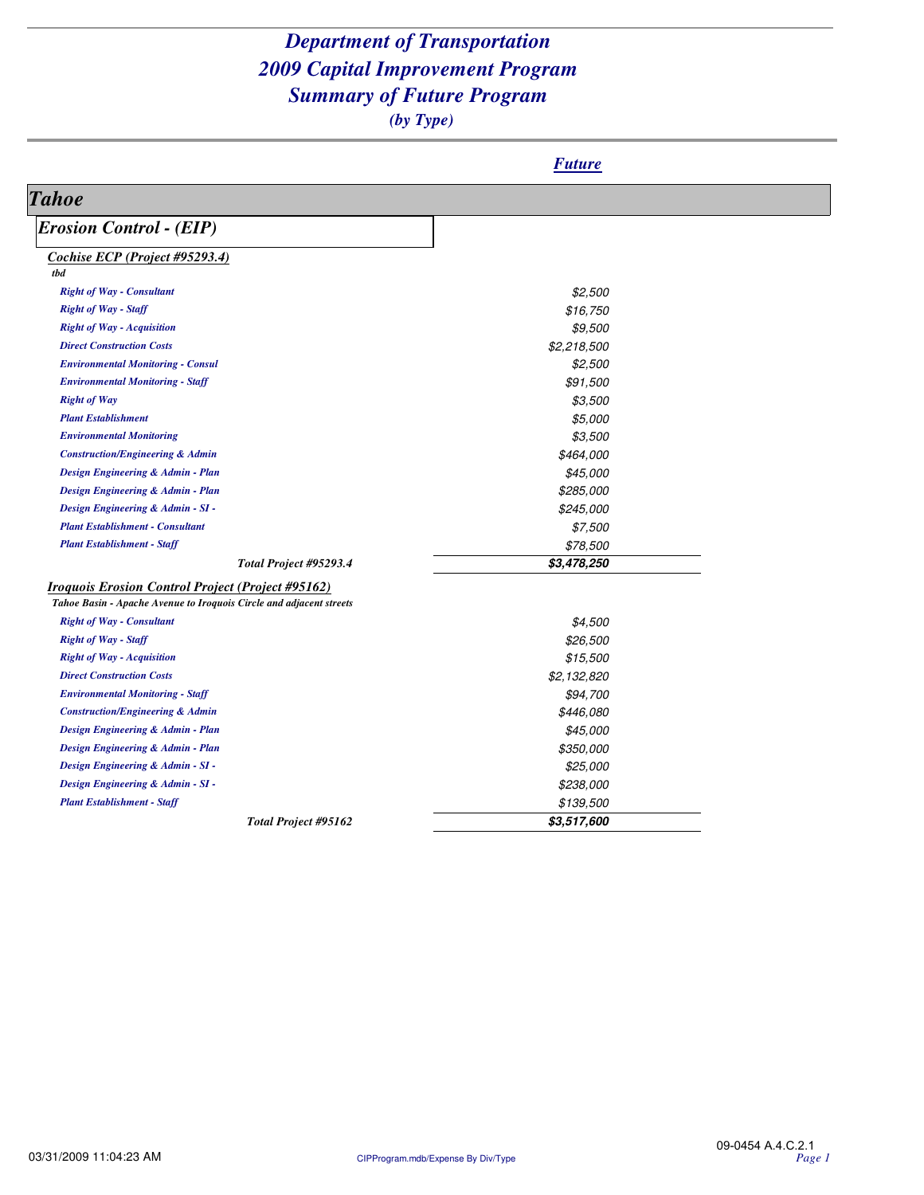# Department of Transportation
# 2009 Capital Improvement Program
# Summary of Future Program
*(by Type)*

## Tahoe

### Erosion Control - (EIP)

#### Cochise ECP (Project #95293.4)

*tbd*

| | Future |
|---|---|
| Right of Way - Consultant | $2,500 |
| Right of Way - Staff | $16,750 |
| Right of Way - Acquisition | $9,500 |
| Direct Construction Costs | $2,218,500 |
| Environmental Monitoring - Consul | $2,500 |
| Environmental Monitoring - Staff | $91,500 |
| Right of Way | $3,500 |
| Plant Establishment | $5,000 |
| Environmental Monitoring | $3,500 |
| Construction/Engineering & Admin | $464,000 |
| Design Engineering & Admin - Plan | $45,000 |
| Design Engineering & Admin - Plan | $285,000 |
| Design Engineering & Admin - SI - | $245,000 |
| Plant Establishment - Consultant | $7,500 |
| Plant Establishment - Staff | $78,500 |
| **Total Project #95293.4** | **$3,478,250** |

#### Iroquois Erosion Control Project (Project #95162)

*Tahoe Basin - Apache Avenue to Iroquois Circle and adjacent streets*

| | Future |
|---|---|
| Right of Way - Consultant | $4,500 |
| Right of Way - Staff | $26,500 |
| Right of Way - Acquisition | $15,500 |
| Direct Construction Costs | $2,132,820 |
| Environmental Monitoring - Staff | $94,700 |
| Construction/Engineering & Admin | $446,080 |
| Design Engineering & Admin - Plan | $45,000 |
| Design Engineering & Admin - Plan | $350,000 |
| Design Engineering & Admin - SI - | $25,000 |
| Design Engineering & Admin - SI - | $238,000 |
| Plant Establishment - Staff | $139,500 |
| **Total Project #95162** | **$3,517,600** |

03/31/2009 11:04:23 AM CIPProgram.mdb/Expense By Div/Type 09-0454 A.4.C.2.1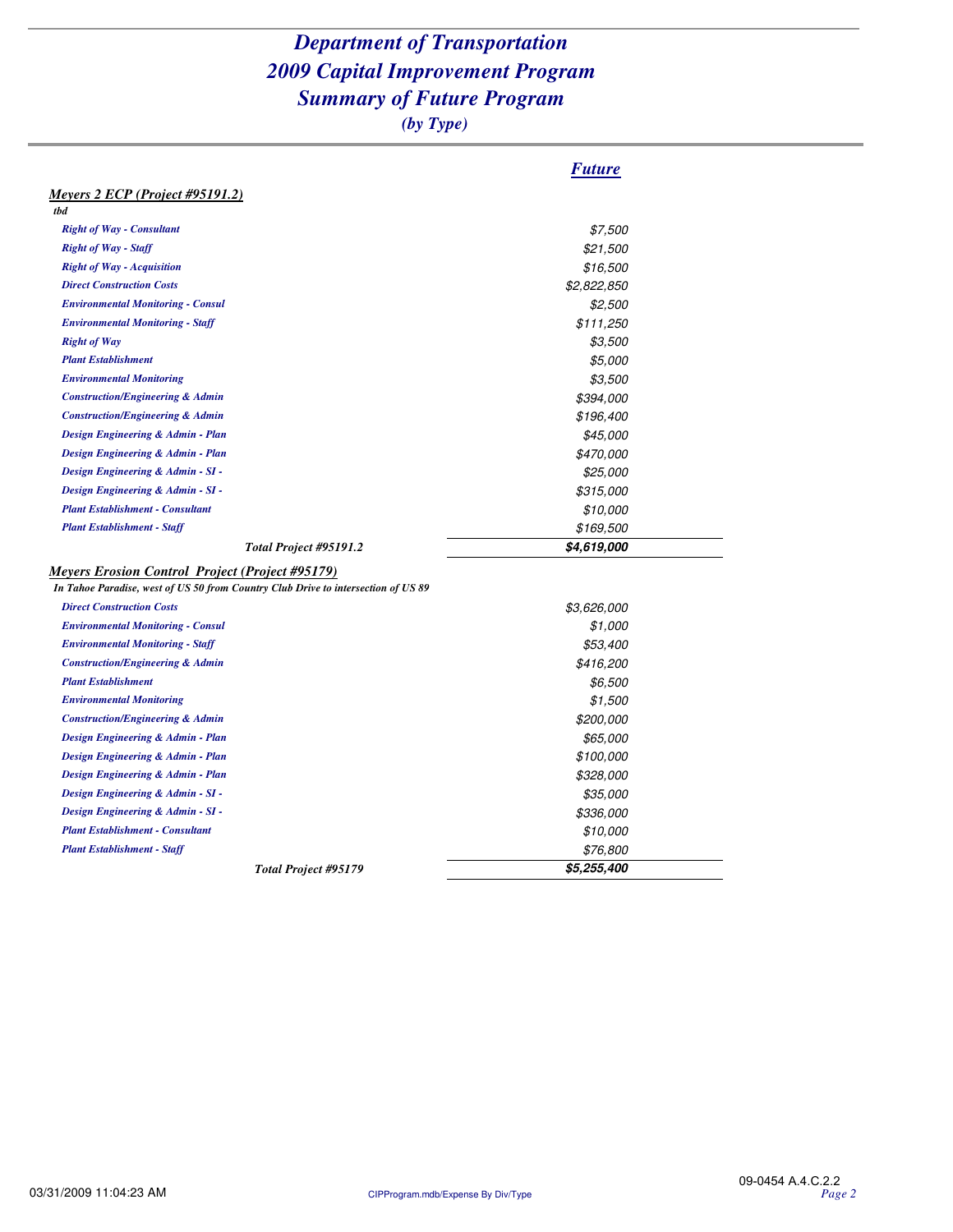# *Department of Transportation*
# *2009 Capital Improvement Program*
# *Summary of Future Program*
## *(by Type)*

| | *Future* |
|---|---|
| ***Meyers 2 ECP (Project #95191.2)*** | |
| ***tbd*** | |
| ***Right of Way - Consultant*** | *$7,500* |
| ***Right of Way - Staff*** | *$21,500* |
| ***Right of Way - Acquisition*** | *$16,500* |
| ***Direct Construction Costs*** | *$2,822,850* |
| ***Environmental Monitoring - Consul*** | *$2,500* |
| ***Environmental Monitoring - Staff*** | *$111,250* |
| ***Right of Way*** | *$3,500* |
| ***Plant Establishment*** | *$5,000* |
| ***Environmental Monitoring*** | *$3,500* |
| ***Construction/Engineering & Admin*** | *$394,000* |
| ***Construction/Engineering & Admin*** | *$196,400* |
| ***Design Engineering & Admin - Plan*** | *$45,000* |
| ***Design Engineering & Admin - Plan*** | *$470,000* |
| ***Design Engineering & Admin - SI -*** | *$25,000* |
| ***Design Engineering & Admin - SI -*** | *$315,000* |
| ***Plant Establishment - Consultant*** | *$10,000* |
| ***Plant Establishment - Staff*** | *$169,500* |
| ***Total Project #95191.2*** | ***$4,619,000*** |
| ***Meyers Erosion Control Project (Project #95179)*** | |
| ***In Tahoe Paradise, west of US 50 from Country Club Drive to intersection of US 89*** | |
| ***Direct Construction Costs*** | *$3,626,000* |
| ***Environmental Monitoring - Consul*** | *$1,000* |
| ***Environmental Monitoring - Staff*** | *$53,400* |
| ***Construction/Engineering & Admin*** | *$416,200* |
| ***Plant Establishment*** | *$6,500* |
| ***Environmental Monitoring*** | *$1,500* |
| ***Construction/Engineering & Admin*** | *$200,000* |
| ***Design Engineering & Admin - Plan*** | *$65,000* |
| ***Design Engineering & Admin - Plan*** | *$100,000* |
| ***Design Engineering & Admin - Plan*** | *$328,000* |
| ***Design Engineering & Admin - SI -*** | *$35,000* |
| ***Design Engineering & Admin - SI -*** | *$336,000* |
| ***Plant Establishment - Consultant*** | *$10,000* |
| ***Plant Establishment - Staff*** | *$76,800* |
| ***Total Project #95179*** | ***$5,255,400*** |

09-0454 A.4.C.2.2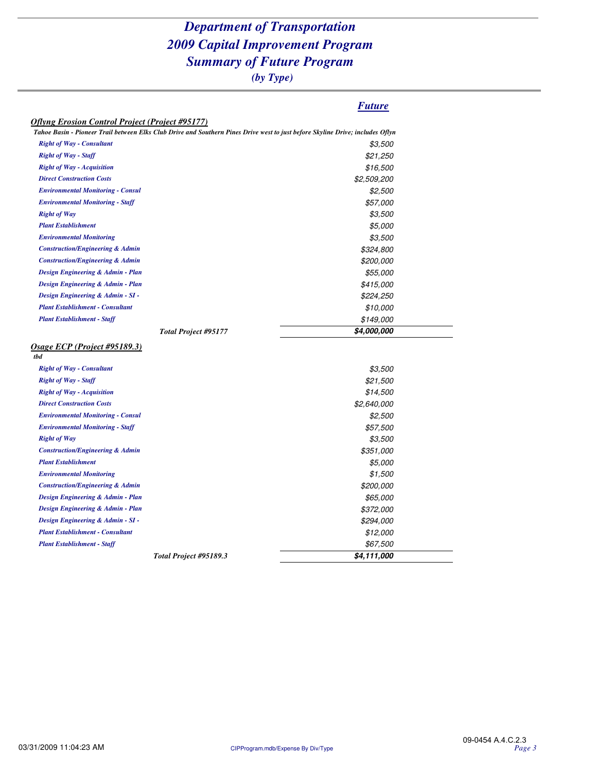# *Department of Transportation*
# *2009 Capital Improvement Program*
# *Summary of Future Program*
### *(by Type)*

| | ***Future*** |
|---|---|
| ***Oflyng Erosion Control Project (Project #95177)*** | |
| ***Tahoe Basin - Pioneer Trail between Elks Club Drive and Southern Pines Drive west to just before Skyline Drive; includes Oflyn*** | |
| ***Right of Way - Consultant*** | *$3,500* |
| ***Right of Way - Staff*** | *$21,250* |
| ***Right of Way - Acquisition*** | *$16,500* |
| ***Direct Construction Costs*** | *$2,509,200* |
| ***Environmental Monitoring - Consul*** | *$2,500* |
| ***Environmental Monitoring - Staff*** | *$57,000* |
| ***Right of Way*** | *$3,500* |
| ***Plant Establishment*** | *$5,000* |
| ***Environmental Monitoring*** | *$3,500* |
| ***Construction/Engineering & Admin*** | *$324,800* |
| ***Construction/Engineering & Admin*** | *$200,000* |
| ***Design Engineering & Admin - Plan*** | *$55,000* |
| ***Design Engineering & Admin - Plan*** | *$415,000* |
| ***Design Engineering & Admin - SI -*** | *$224,250* |
| ***Plant Establishment - Consultant*** | *$10,000* |
| ***Plant Establishment - Staff*** | *$149,000* |
| ***Total Project #95177*** | ***$4,000,000*** |

| | ***Future*** |
|---|---|
| ***Osage ECP (Project #95189.3)*** | |
| ***tbd*** | |
| ***Right of Way - Consultant*** | *$3,500* |
| ***Right of Way - Staff*** | *$21,500* |
| ***Right of Way - Acquisition*** | *$14,500* |
| ***Direct Construction Costs*** | *$2,640,000* |
| ***Environmental Monitoring - Consul*** | *$2,500* |
| ***Environmental Monitoring - Staff*** | *$57,500* |
| ***Right of Way*** | *$3,500* |
| ***Construction/Engineering & Admin*** | *$351,000* |
| ***Plant Establishment*** | *$5,000* |
| ***Environmental Monitoring*** | *$1,500* |
| ***Construction/Engineering & Admin*** | *$200,000* |
| ***Design Engineering & Admin - Plan*** | *$65,000* |
| ***Design Engineering & Admin - Plan*** | *$372,000* |
| ***Design Engineering & Admin - SI -*** | *$294,000* |
| ***Plant Establishment - Consultant*** | *$12,000* |
| ***Plant Establishment - Staff*** | *$67,500* |
| ***Total Project #95189.3*** | ***$4,111,000*** |

03/31/2009 11:04:23 AM CIPProgram.mdb/Expense By Div/Type 09-0454 A.4.C.2.3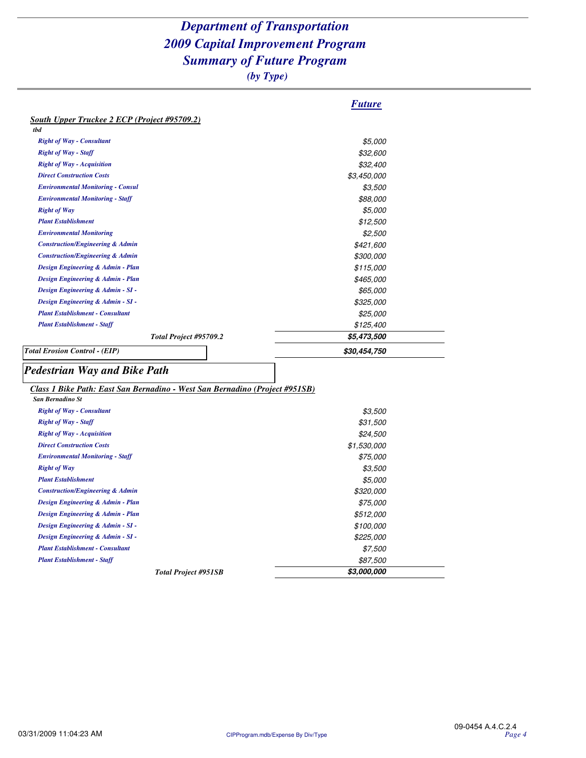# Department of Transportation
# 2009 Capital Improvement Program
# Summary of Future Program
### *(by Type)*

| | ***Future*** |
|---|---|
| ***South Upper Truckee 2 ECP (Project #95709.2)*** | |
| *tbd* | |
| *Right of Way - Consultant* | *$5,000* |
| *Right of Way - Staff* | *$32,600* |
| *Right of Way - Acquisition* | *$32,400* |
| *Direct Construction Costs* | *$3,450,000* |
| *Environmental Monitoring - Consul* | *$3,500* |
| *Environmental Monitoring - Staff* | *$88,000* |
| *Right of Way* | *$5,000* |
| *Plant Establishment* | *$12,500* |
| *Environmental Monitoring* | *$2,500* |
| *Construction/Engineering & Admin* | *$421,600* |
| *Construction/Engineering & Admin* | *$300,000* |
| *Design Engineering & Admin - Plan* | *$115,000* |
| *Design Engineering & Admin - Plan* | *$465,000* |
| *Design Engineering & Admin - SI -* | *$65,000* |
| *Design Engineering & Admin - SI -* | *$325,000* |
| *Plant Establishment - Consultant* | *$25,000* |
| *Plant Establishment - Staff* | *$125,400* |
| ***Total Project #95709.2*** | ***$5,473,500*** |
| ***Total Erosion Control - (EIP)*** | ***$30,454,750*** |

## *Pedestrian Way and Bike Path*

| | |
|---|---|
| ***Class 1 Bike Path: East San Bernadino - West San Bernadino (Project #951SB)*** | |
| *San Bernadino St* | |
| *Right of Way - Consultant* | *$3,500* |
| *Right of Way - Staff* | *$31,500* |
| *Right of Way - Acquisition* | *$24,500* |
| *Direct Construction Costs* | *$1,530,000* |
| *Environmental Monitoring - Staff* | *$75,000* |
| *Right of Way* | *$3,500* |
| *Plant Establishment* | *$5,000* |
| *Construction/Engineering & Admin* | *$320,000* |
| *Design Engineering & Admin - Plan* | *$75,000* |
| *Design Engineering & Admin - Plan* | *$512,000* |
| *Design Engineering & Admin - SI -* | *$100,000* |
| *Design Engineering & Admin - SI -* | *$225,000* |
| *Plant Establishment - Consultant* | *$7,500* |
| *Plant Establishment - Staff* | *$87,500* |
| ***Total Project #951SB*** | ***$3,000,000*** |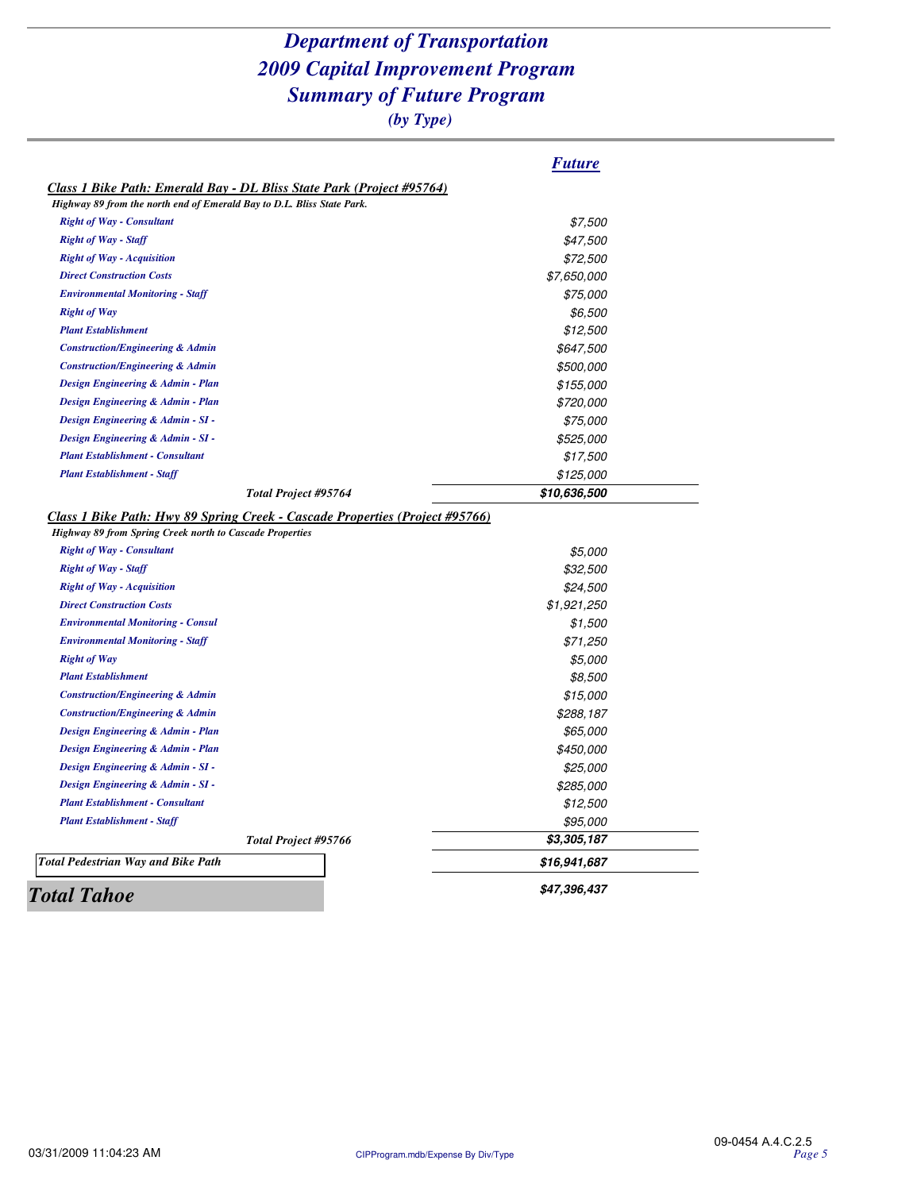# Department of Transportation
# 2009 Capital Improvement Program
# Summary of Future Program
*(by Type)*

| | Future |
|---|---|
| ***Class 1 Bike Path: Emerald Bay - DL Bliss State Park (Project #95764)*** | |
| *Highway 89 from the north end of Emerald Bay to D.L. Bliss State Park.* | |
| Right of Way - Consultant | $7,500 |
| Right of Way - Staff | $47,500 |
| Right of Way - Acquisition | $72,500 |
| Direct Construction Costs | $7,650,000 |
| Environmental Monitoring - Staff | $75,000 |
| Right of Way | $6,500 |
| Plant Establishment | $12,500 |
| Construction/Engineering & Admin | $647,500 |
| Construction/Engineering & Admin | $500,000 |
| Design Engineering & Admin - Plan | $155,000 |
| Design Engineering & Admin - Plan | $720,000 |
| Design Engineering & Admin - SI - | $75,000 |
| Design Engineering & Admin - SI - | $525,000 |
| Plant Establishment - Consultant | $17,500 |
| Plant Establishment - Staff | $125,000 |
| **Total Project #95764** | **$10,636,500** |
| ***Class 1 Bike Path: Hwy 89 Spring Creek - Cascade Properties (Project #95766)*** | |
| *Highway 89 from Spring Creek north to Cascade Properties* | |
| Right of Way - Consultant | $5,000 |
| Right of Way - Staff | $32,500 |
| Right of Way - Acquisition | $24,500 |
| Direct Construction Costs | $1,921,250 |
| Environmental Monitoring - Consul | $1,500 |
| Environmental Monitoring - Staff | $71,250 |
| Right of Way | $5,000 |
| Plant Establishment | $8,500 |
| Construction/Engineering & Admin | $15,000 |
| Construction/Engineering & Admin | $288,187 |
| Design Engineering & Admin - Plan | $65,000 |
| Design Engineering & Admin - Plan | $450,000 |
| Design Engineering & Admin - SI - | $25,000 |
| Design Engineering & Admin - SI - | $285,000 |
| Plant Establishment - Consultant | $12,500 |
| Plant Establishment - Staff | $95,000 |
| **Total Project #95766** | **$3,305,187** |
| **Total Pedestrian Way and Bike Path** | **$16,941,687** |
| **Total Tahoe** | **$47,396,437** |

09-0454 A.4.C.2.5